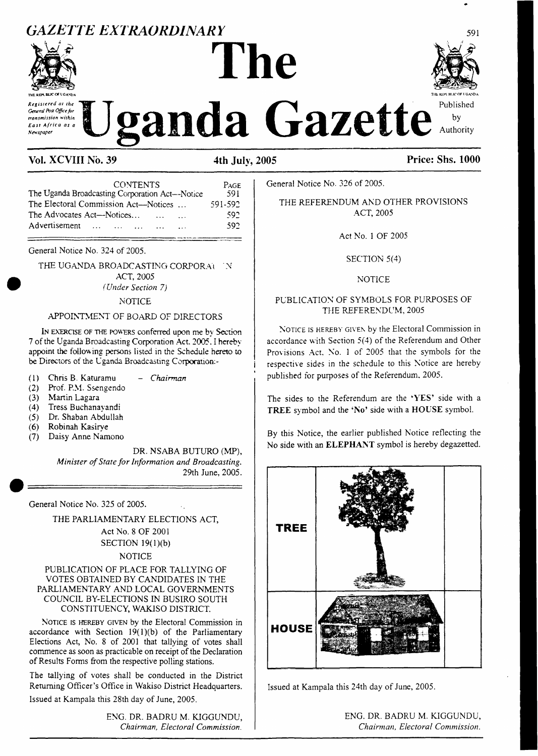# GAZETTE EXTRAORDINARY

# The Uganda Gazette

Registered at the General Post Office for transmission within East Africa as a Newspaper

Published by Authority

**Vol. XCVIII No. 39** **4th July, 2005** **Price: Shs. 1000**

| CONTENTS | PAGE |
|---|---|
| The Uganda Broadcasting Corporation Act—Notice | 591 |
| The Electoral Commission Act—Notices ... | 591-592 |
| The Advocates Act—Notices... ... ... | 592 |
| Advertisement ... ... ... ... ... | 592 |

General Notice No. 324 of 2005.

THE UGANDA BROADCASTING CORPORATION ACT, 2005

*(Under Section 7)*

NOTICE

APPOINTMENT OF BOARD OF DIRECTORS

IN EXERCISE OF THE POWERS conferred upon me by Section 7 of the Uganda Broadcasting Corporation Act. 2005. I hereby appoint the following persons listed in the Schedule hereto to be Directors of the Uganda Broadcasting Corporation:-

(1) Chris B. Katuramu – *Chairman*
(2) Prof. P.M. Ssengendo
(3) Martin Lagara
(4) Tress Buchanayandi
(5) Dr. Shaban Abdullah
(6) Robinah Kasirye
(7) Daisy Anne Namono

DR. NSABA BUTURO (MP),
*Minister of State for Information and Broadcasting.*
29th June, 2005.

---

General Notice No. 325 of 2005.

THE PARLIAMENTARY ELECTIONS ACT,
Act No. 8 OF 2001
SECTION 19(1)(b)

NOTICE

PUBLICATION OF PLACE FOR TALLYING OF VOTES OBTAINED BY CANDIDATES IN THE PARLIAMENTARY AND LOCAL GOVERNMENTS COUNCIL BY-ELECTIONS IN BUSIRO SOUTH CONSTITUENCY, WAKISO DISTRICT.

NOTICE IS HEREBY GIVEN by the Electoral Commission in accordance with Section 19(1)(b) of the Parliamentary Elections Act, No. 8 of 2001 that tallying of votes shall commence as soon as practicable on receipt of the Declaration of Results Forms from the respective polling stations.

The tallying of votes shall be conducted in the District Returning Officer's Office in Wakiso District Headquarters.

Issued at Kampala this 28th day of June, 2005.

ENG. DR. BADRU M. KIGGUNDU,
*Chairman, Electoral Commission.*

---

General Notice No. 326 of 2005.

THE REFERENDUM AND OTHER PROVISIONS ACT, 2005

Act No. 1 OF 2005

SECTION 5(4)

NOTICE

PUBLICATION OF SYMBOLS FOR PURPOSES OF THE REFERENDUM, 2005

NOTICE IS HEREBY GIVEN by the Electoral Commission in accordance with Section 5(4) of the Referendum and Other Provisions Act, No. 1 of 2005 that the symbols for the respective sides in the schedule to this Notice are hereby published for purposes of the Referendum, 2005.

The sides to the Referendum are the **'YES'** side with a **TREE** symbol and the **'No'** side with a **HOUSE** symbol.

By this Notice, the earlier published Notice reflecting the No side with an **ELEPHANT** symbol is hereby degazetted.

| | | |
|---|---|---|
| **TREE** | | |
| **HOUSE** | | |

Issued at Kampala this 24th day of June, 2005.

ENG. DR. BADRU M. KIGGUNDU,
*Chairman, Electoral Commission.*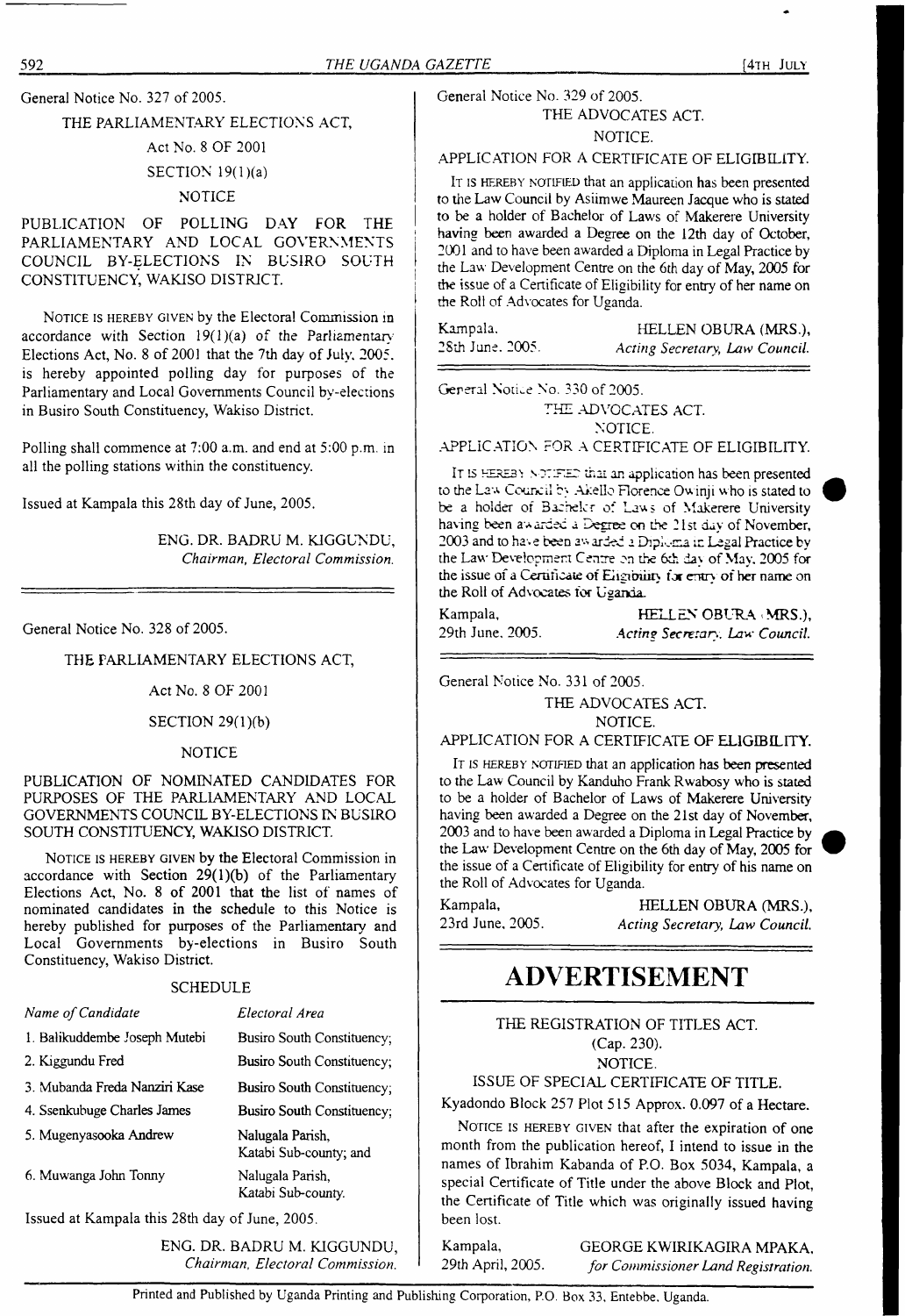General Notice No. 327 of 2005.

THE PARLIAMENTARY ELECTIONS ACT,

Act No. 8 OF 2001

SECTION 19(1)(a)

NOTICE

PUBLICATION OF POLLING DAY FOR THE PARLIAMENTARY AND LOCAL GOVERNMENTS COUNCIL BY-ELECTIONS IN BUSIRO SOUTH CONSTITUENCY, WAKISO DISTRICT.

NOTICE IS HEREBY GIVEN by the Electoral Commission in accordance with Section 19(1)(a) of the Parliamentary Elections Act, No. 8 of 2001 that the 7th day of July, 2005, is hereby appointed polling day for purposes of the Parliamentary and Local Governments Council by-elections in Busiro South Constituency, Wakiso District.

Polling shall commence at 7:00 a.m. and end at 5:00 p.m. in all the polling stations within the constituency.

Issued at Kampala this 28th day of June, 2005.

ENG. DR. BADRU M. KIGGUNDU,
*Chairman, Electoral Commission.*

---

General Notice No. 328 of 2005.

THE PARLIAMENTARY ELECTIONS ACT,

Act No. 8 OF 2001

SECTION 29(1)(b)

NOTICE

PUBLICATION OF NOMINATED CANDIDATES FOR PURPOSES OF THE PARLIAMENTARY AND LOCAL GOVERNMENTS COUNCIL BY-ELECTIONS IN BUSIRO SOUTH CONSTITUENCY, WAKISO DISTRICT.

NOTICE IS HEREBY GIVEN by the Electoral Commission in accordance with Section 29(1)(b) of the Parliamentary Elections Act, No. 8 of 2001 that the list of names of nominated candidates in the schedule to this Notice is hereby published for purposes of the Parliamentary and Local Governments by-elections in Busiro South Constituency, Wakiso District.

SCHEDULE

| *Name of Candidate* | *Electoral Area* |
|---|---|
| 1. Balikuddembe Joseph Mutebi | Busiro South Constituency; |
| 2. Kiggundu Fred | Busiro South Constituency; |
| 3. Mubanda Freda Nanziri Kase | Busiro South Constituency; |
| 4. Ssenkubuge Charles James | Busiro South Constituency; |
| 5. Mugenyasooka Andrew | Nalugala Parish, Katabi Sub-county; and |
| 6. Muwanga John Tonny | Nalugala Parish, Katabi Sub-county. |

Issued at Kampala this 28th day of June, 2005.

ENG. DR. BADRU M. KIGGUNDU,
*Chairman, Electoral Commission.*

---

General Notice No. 329 of 2005.

THE ADVOCATES ACT.

NOTICE.

APPLICATION FOR A CERTIFICATE OF ELIGIBILITY.

IT IS HEREBY NOTIFIED that an application has been presented to the Law Council by Asiimwe Maureen Jacque who is stated to be a holder of Bachelor of Laws of Makerere University having been awarded a Degree on the 12th day of October, 2001 and to have been awarded a Diploma in Legal Practice by the Law Development Centre on the 6th day of May, 2005 for the issue of a Certificate of Eligibility for entry of her name on the Roll of Advocates for Uganda.

Kampala,
28th June, 2005.

HELLEN OBURA (MRS.),
*Acting Secretary, Law Council.*

---

General Notice No. 330 of 2005.

THE ADVOCATES ACT.

NOTICE.

APPLICATION FOR A CERTIFICATE OF ELIGIBILITY.

IT IS HEREBY NOTIFIED that an application has been presented to the Law Council by Akello Florence Owinji who is stated to be a holder of Bachelor of Laws of Makerere University having been awarded a Degree on the 21st day of November, 2003 and to have been awarded a Diploma in Legal Practice by the Law Development Centre on the 6th day of May, 2005 for the issue of a Certificate of Eligibility for entry of her name on the Roll of Advocates for Uganda.

Kampala,
29th June, 2005.

HELLEN OBURA (MRS.),
*Acting Secretary, Law Council.*

---

General Notice No. 331 of 2005.

THE ADVOCATES ACT.

NOTICE.

APPLICATION FOR A CERTIFICATE OF ELIGIBILITY.

IT IS HEREBY NOTIFIED that an application has been presented to the Law Council by Kanduho Frank Rwabosy who is stated to be a holder of Bachelor of Laws of Makerere University having been awarded a Degree on the 21st day of November, 2003 and to have been awarded a Diploma in Legal Practice by the Law Development Centre on the 6th day of May, 2005 for the issue of a Certificate of Eligibility for entry of his name on the Roll of Advocates for Uganda.

Kampala,
23rd June, 2005.

HELLEN OBURA (MRS.),
*Acting Secretary, Law Council.*

---

# ADVERTISEMENT

THE REGISTRATION OF TITLES ACT.

(Cap. 230).

NOTICE.

ISSUE OF SPECIAL CERTIFICATE OF TITLE.

Kyadondo Block 257 Plot 515 Approx. 0.097 of a Hectare.

NOTICE IS HEREBY GIVEN that after the expiration of one month from the publication hereof, I intend to issue in the names of Ibrahim Kabanda of P.O. Box 5034, Kampala, a special Certificate of Title under the above Block and Plot, the Certificate of Title which was originally issued having been lost.

Kampala,
29th April, 2005.

GEORGE KWIRIKAGIRA MPAKA,
*for Commissioner Land Registration.*

Printed and Published by Uganda Printing and Publishing Corporation, P.O. Box 33, Entebbe, Uganda.